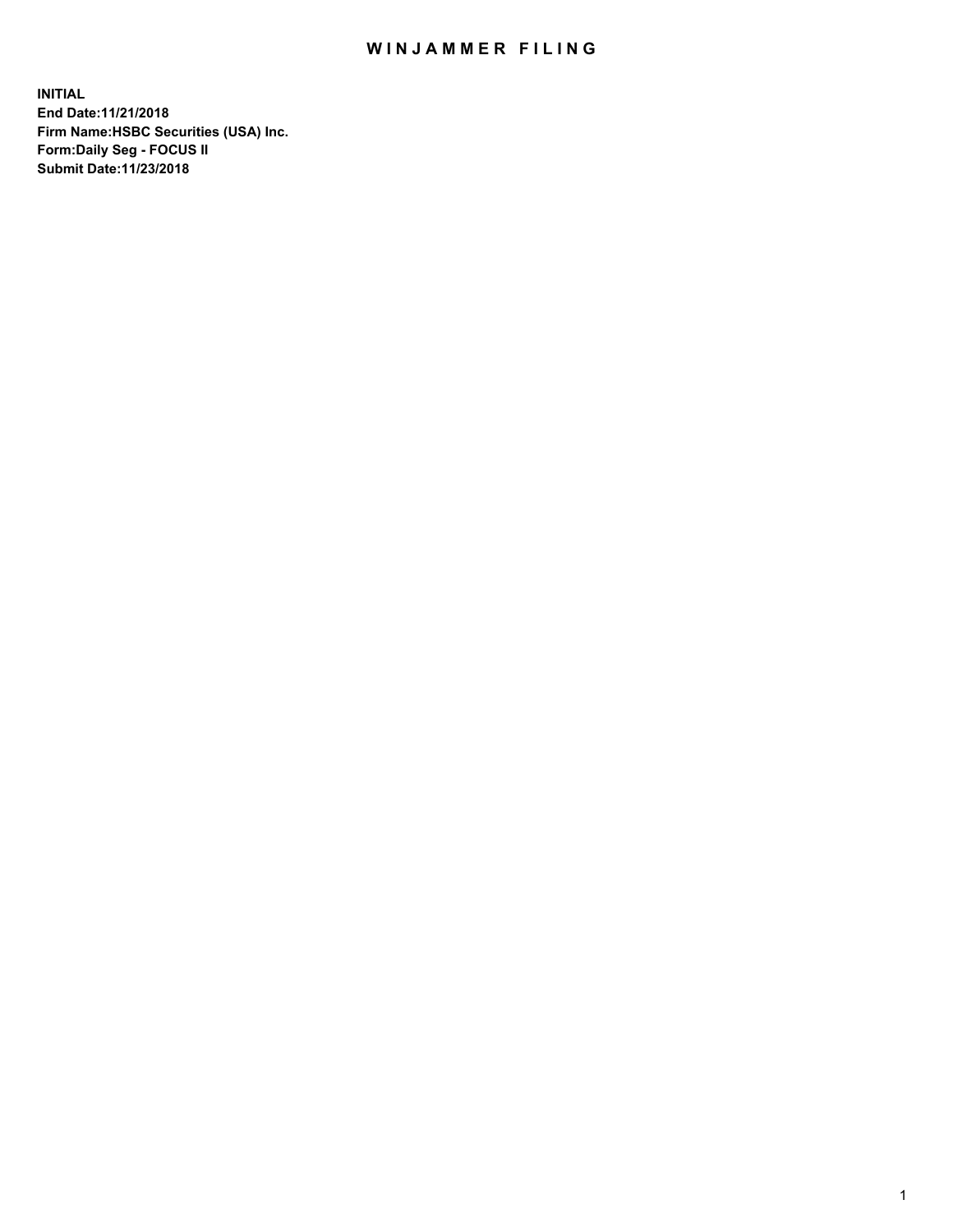# WINJAMMER FILING

**INITIAL**
**End Date:11/21/2018**
**Firm Name:HSBC Securities (USA) Inc.**
**Form:Daily Seg - FOCUS II**
**Submit Date:11/23/2018**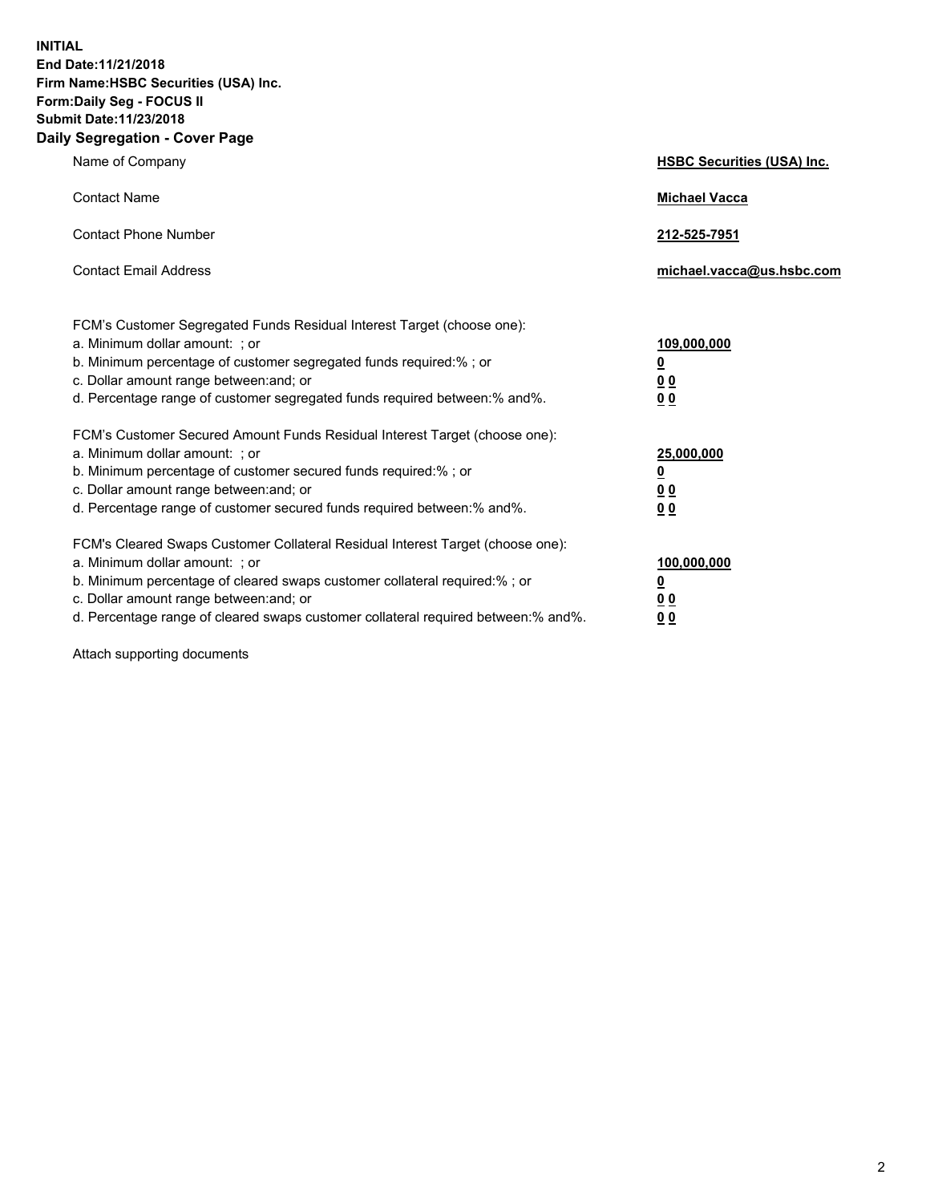**INITIAL**
**End Date:11/21/2018**
**Firm Name:HSBC Securities (USA) Inc.**
**Form:Daily Seg - FOCUS II**
**Submit Date:11/23/2018**

## Daily Segregation - Cover Page

| | |
|---|---|
| Name of Company | **HSBC Securities (USA) Inc.** |
| Contact Name | **Michael Vacca** |
| Contact Phone Number | **212-525-7951** |
| Contact Email Address | **michael.vacca@us.hsbc.com** |

FCM's Customer Segregated Funds Residual Interest Target (choose one):

| | |
|---|---|
| a. Minimum dollar amount: ; or | **109,000,000** |
| b. Minimum percentage of customer segregated funds required:% ; or | **0** |
| c. Dollar amount range between:and; or | **0 0** |
| d. Percentage range of customer segregated funds required between:% and%. | **0 0** |

FCM's Customer Secured Amount Funds Residual Interest Target (choose one):

| | |
|---|---|
| a. Minimum dollar amount: ; or | **25,000,000** |
| b. Minimum percentage of customer secured funds required:% ; or | **0** |
| c. Dollar amount range between:and; or | **0 0** |
| d. Percentage range of customer secured funds required between:% and%. | **0 0** |

FCM's Cleared Swaps Customer Collateral Residual Interest Target (choose one):

| | |
|---|---|
| a. Minimum dollar amount: ; or | **100,000,000** |
| b. Minimum percentage of cleared swaps customer collateral required:% ; or | **0** |
| c. Dollar amount range between:and; or | **0 0** |
| d. Percentage range of cleared swaps customer collateral required between:% and%. | **0 0** |

Attach supporting documents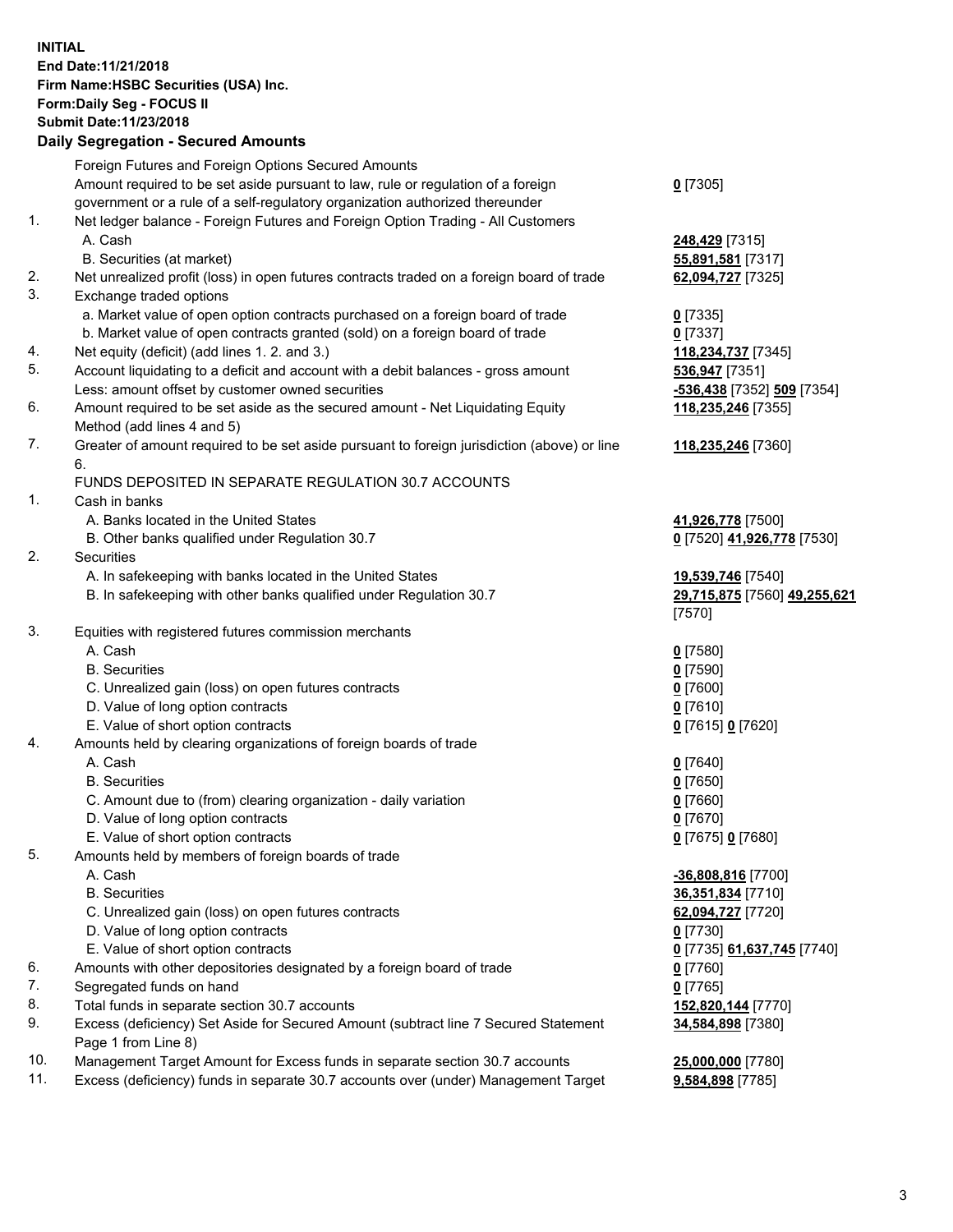**INITIAL**
**End Date:11/21/2018**
**Firm Name:HSBC Securities (USA) Inc.**
**Form:Daily Seg - FOCUS II**
**Submit Date:11/23/2018**

## Daily Segregation - Secured Amounts

| | | |
|---|---|---|
| | Foreign Futures and Foreign Options Secured Amounts | |
| | Amount required to be set aside pursuant to law, rule or regulation of a foreign government or a rule of a self-regulatory organization authorized thereunder | **0** [7305] |
| 1. | Net ledger balance - Foreign Futures and Foreign Option Trading - All Customers | |
| | A. Cash | **248,429** [7315] |
| | B. Securities (at market) | **55,891,581** [7317] |
| 2. | Net unrealized profit (loss) in open futures contracts traded on a foreign board of trade | **62,094,727** [7325] |
| 3. | Exchange traded options | |
| | a. Market value of open option contracts purchased on a foreign board of trade | **0** [7335] |
| | b. Market value of open contracts granted (sold) on a foreign board of trade | **0** [7337] |
| 4. | Net equity (deficit) (add lines 1. 2. and 3.) | **118,234,737** [7345] |
| 5. | Account liquidating to a deficit and account with a debit balances - gross amount | **536,947** [7351] |
| | Less: amount offset by customer owned securities | **-536,438** [7352] **509** [7354] |
| 6. | Amount required to be set aside as the secured amount - Net Liquidating Equity Method (add lines 4 and 5) | **118,235,246** [7355] |
| 7. | Greater of amount required to be set aside pursuant to foreign jurisdiction (above) or line 6. | **118,235,246** [7360] |
| | FUNDS DEPOSITED IN SEPARATE REGULATION 30.7 ACCOUNTS | |
| 1. | Cash in banks | |
| | A. Banks located in the United States | **41,926,778** [7500] |
| | B. Other banks qualified under Regulation 30.7 | **0** [7520] **41,926,778** [7530] |
| 2. | Securities | |
| | A. In safekeeping with banks located in the United States | **19,539,746** [7540] |
| | B. In safekeeping with other banks qualified under Regulation 30.7 | **29,715,875** [7560] **49,255,621** [7570] |
| 3. | Equities with registered futures commission merchants | |
| | A. Cash | **0** [7580] |
| | B. Securities | **0** [7590] |
| | C. Unrealized gain (loss) on open futures contracts | **0** [7600] |
| | D. Value of long option contracts | **0** [7610] |
| | E. Value of short option contracts | **0** [7615] **0** [7620] |
| 4. | Amounts held by clearing organizations of foreign boards of trade | |
| | A. Cash | **0** [7640] |
| | B. Securities | **0** [7650] |
| | C. Amount due to (from) clearing organization - daily variation | **0** [7660] |
| | D. Value of long option contracts | **0** [7670] |
| | E. Value of short option contracts | **0** [7675] **0** [7680] |
| 5. | Amounts held by members of foreign boards of trade | |
| | A. Cash | **-36,808,816** [7700] |
| | B. Securities | **36,351,834** [7710] |
| | C. Unrealized gain (loss) on open futures contracts | **62,094,727** [7720] |
| | D. Value of long option contracts | **0** [7730] |
| | E. Value of short option contracts | **0** [7735] **61,637,745** [7740] |
| 6. | Amounts with other depositories designated by a foreign board of trade | **0** [7760] |
| 7. | Segregated funds on hand | **0** [7765] |
| 8. | Total funds in separate section 30.7 accounts | **152,820,144** [7770] |
| 9. | Excess (deficiency) Set Aside for Secured Amount (subtract line 7 Secured Statement Page 1 from Line 8) | **34,584,898** [7380] |
| 10. | Management Target Amount for Excess funds in separate section 30.7 accounts | **25,000,000** [7780] |
| 11. | Excess (deficiency) funds in separate 30.7 accounts over (under) Management Target | **9,584,898** [7785] |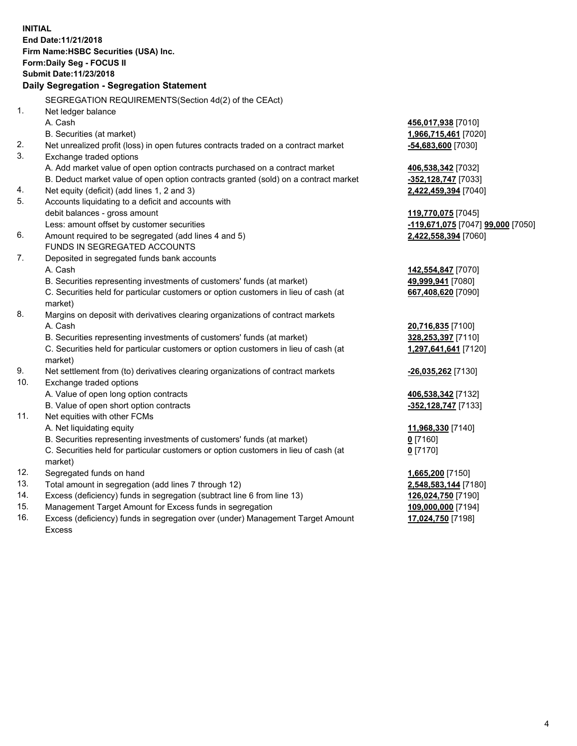**INITIAL**
**End Date:11/21/2018**
**Firm Name:HSBC Securities (USA) Inc.**
**Form:Daily Seg - FOCUS II**
**Submit Date:11/23/2018**

## Daily Segregation - Segregation Statement

SEGREGATION REQUIREMENTS(Section 4d(2) of the CEAct)

| | | |
|---|---|---|
| 1. | Net ledger balance | |
| | A. Cash | **456,017,938** [7010] |
| | B. Securities (at market) | **1,966,715,461** [7020] |
| 2. | Net unrealized profit (loss) in open futures contracts traded on a contract market | **-54,683,600** [7030] |
| 3. | Exchange traded options | |
| | A. Add market value of open option contracts purchased on a contract market | **406,538,342** [7032] |
| | B. Deduct market value of open option contracts granted (sold) on a contract market | **-352,128,747** [7033] |
| 4. | Net equity (deficit) (add lines 1, 2 and 3) | **2,422,459,394** [7040] |
| 5. | Accounts liquidating to a deficit and accounts with debit balances - gross amount | **119,770,075** [7045] |
| | Less: amount offset by customer securities | **-119,671,075** [7047] **99,000** [7050] |
| 6. | Amount required to be segregated (add lines 4 and 5) | **2,422,558,394** [7060] |
| | FUNDS IN SEGREGATED ACCOUNTS | |
| 7. | Deposited in segregated funds bank accounts | |
| | A. Cash | **142,554,847** [7070] |
| | B. Securities representing investments of customers' funds (at market) | **49,999,941** [7080] |
| | C. Securities held for particular customers or option customers in lieu of cash (at market) | **667,408,620** [7090] |
| 8. | Margins on deposit with derivatives clearing organizations of contract markets | |
| | A. Cash | **20,716,835** [7100] |
| | B. Securities representing investments of customers' funds (at market) | **328,253,397** [7110] |
| | C. Securities held for particular customers or option customers in lieu of cash (at market) | **1,297,641,641** [7120] |
| 9. | Net settlement from (to) derivatives clearing organizations of contract markets | **-26,035,262** [7130] |
| 10. | Exchange traded options | |
| | A. Value of open long option contracts | **406,538,342** [7132] |
| | B. Value of open short option contracts | **-352,128,747** [7133] |
| 11. | Net equities with other FCMs | |
| | A. Net liquidating equity | **11,968,330** [7140] |
| | B. Securities representing investments of customers' funds (at market) | **0** [7160] |
| | C. Securities held for particular customers or option customers in lieu of cash (at market) | **0** [7170] |
| 12. | Segregated funds on hand | **1,665,200** [7150] |
| 13. | Total amount in segregation (add lines 7 through 12) | **2,548,583,144** [7180] |
| 14. | Excess (deficiency) funds in segregation (subtract line 6 from line 13) | **126,024,750** [7190] |
| 15. | Management Target Amount for Excess funds in segregation | **109,000,000** [7194] |
| 16. | Excess (deficiency) funds in segregation over (under) Management Target Amount Excess | **17,024,750** [7198] |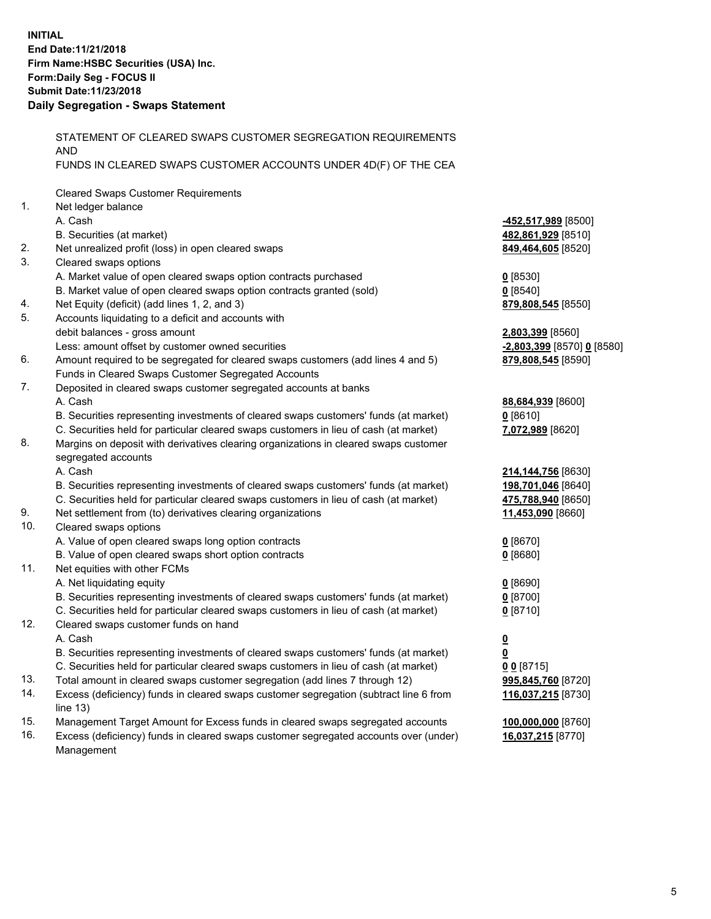**INITIAL**
**End Date:11/21/2018**
**Firm Name:HSBC Securities (USA) Inc.**
**Form:Daily Seg - FOCUS II**
**Submit Date:11/23/2018**
**Daily Segregation - Swaps Statement**

STATEMENT OF CLEARED SWAPS CUSTOMER SEGREGATION REQUIREMENTS AND FUNDS IN CLEARED SWAPS CUSTOMER ACCOUNTS UNDER 4D(F) OF THE CEA

| | | |
|---|---|---|
| | Cleared Swaps Customer Requirements | |
| 1. | Net ledger balance | |
| | A. Cash | **-452,517,989** [8500] |
| | B. Securities (at market) | **482,861,929** [8510] |
| 2. | Net unrealized profit (loss) in open cleared swaps | **849,464,605** [8520] |
| 3. | Cleared swaps options | |
| | A. Market value of open cleared swaps option contracts purchased | **0** [8530] |
| | B. Market value of open cleared swaps option contracts granted (sold) | **0** [8540] |
| 4. | Net Equity (deficit) (add lines 1, 2, and 3) | **879,808,545** [8550] |
| 5. | Accounts liquidating to a deficit and accounts with | |
| | debit balances - gross amount | **2,803,399** [8560] |
| | Less: amount offset by customer owned securities | **-2,803,399** [8570] **0** [8580] |
| 6. | Amount required to be segregated for cleared swaps customers (add lines 4 and 5) | **879,808,545** [8590] |
| | Funds in Cleared Swaps Customer Segregated Accounts | |
| 7. | Deposited in cleared swaps customer segregated accounts at banks | |
| | A. Cash | **88,684,939** [8600] |
| | B. Securities representing investments of cleared swaps customers' funds (at market) | **0** [8610] |
| | C. Securities held for particular cleared swaps customers in lieu of cash (at market) | **7,072,989** [8620] |
| 8. | Margins on deposit with derivatives clearing organizations in cleared swaps customer segregated accounts | |
| | A. Cash | **214,144,756** [8630] |
| | B. Securities representing investments of cleared swaps customers' funds (at market) | **198,701,046** [8640] |
| | C. Securities held for particular cleared swaps customers in lieu of cash (at market) | **475,788,940** [8650] |
| 9. | Net settlement from (to) derivatives clearing organizations | **11,453,090** [8660] |
| 10. | Cleared swaps options | |
| | A. Value of open cleared swaps long option contracts | **0** [8670] |
| | B. Value of open cleared swaps short option contracts | **0** [8680] |
| 11. | Net equities with other FCMs | |
| | A. Net liquidating equity | **0** [8690] |
| | B. Securities representing investments of cleared swaps customers' funds (at market) | **0** [8700] |
| | C. Securities held for particular cleared swaps customers in lieu of cash (at market) | **0** [8710] |
| 12. | Cleared swaps customer funds on hand | |
| | A. Cash | **0** |
| | B. Securities representing investments of cleared swaps customers' funds (at market) | **0** |
| | C. Securities held for particular cleared swaps customers in lieu of cash (at market) | **0** **0** [8715] |
| 13. | Total amount in cleared swaps customer segregation (add lines 7 through 12) | **995,845,760** [8720] |
| 14. | Excess (deficiency) funds in cleared swaps customer segregation (subtract line 6 from line 13) | **116,037,215** [8730] |
| 15. | Management Target Amount for Excess funds in cleared swaps segregated accounts | **100,000,000** [8760] |
| 16. | Excess (deficiency) funds in cleared swaps customer segregated accounts over (under) Management | **16,037,215** [8770] |